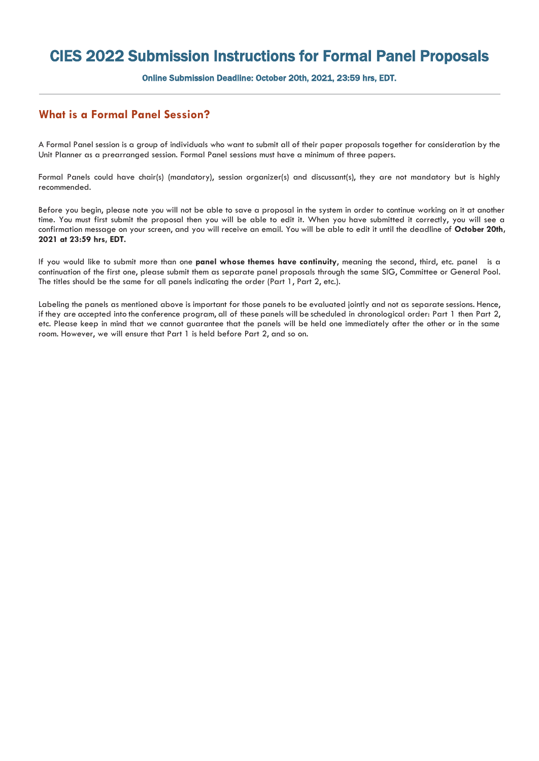# CIES 2022 Submission Instructions for Formal Panel Proposals

**Online Submission Deadline: October 20th, 2021, 23:59 hrs, EDT.**

---

## What is a Formal Panel Session?

A Formal Panel session is a group of individuals who want to submit all of their paper proposals together for consideration by the Unit Planner as a prearranged session. Formal Panel sessions must have a minimum of three papers.

Formal Panels could have chair(s) (mandatory), session organizer(s) and discussant(s), they are not mandatory but is highly recommended.

Before you begin, please note you will not be able to save a proposal in the system in order to continue working on it at another time. You must first submit the proposal then you will be able to edit it. When you have submitted it correctly, you will see a confirmation message on your screen, and you will receive an email. You will be able to edit it until the deadline of **October 20th, 2021 at 23:59 hrs, EDT.**

If you would like to submit more than one **panel whose themes have continuity**, meaning the second, third, etc. panel is a continuation of the first one, please submit them as separate panel proposals through the same SIG, Committee or General Pool. The titles should be the same for all panels indicating the order (Part 1, Part 2, etc.).

Labeling the panels as mentioned above is important for those panels to be evaluated jointly and not as separate sessions. Hence, if they are accepted into the conference program, all of these panels will be scheduled in chronological order: Part 1 then Part 2, etc. Please keep in mind that we cannot guarantee that the panels will be held one immediately after the other or in the same room. However, we will ensure that Part 1 is held before Part 2, and so on.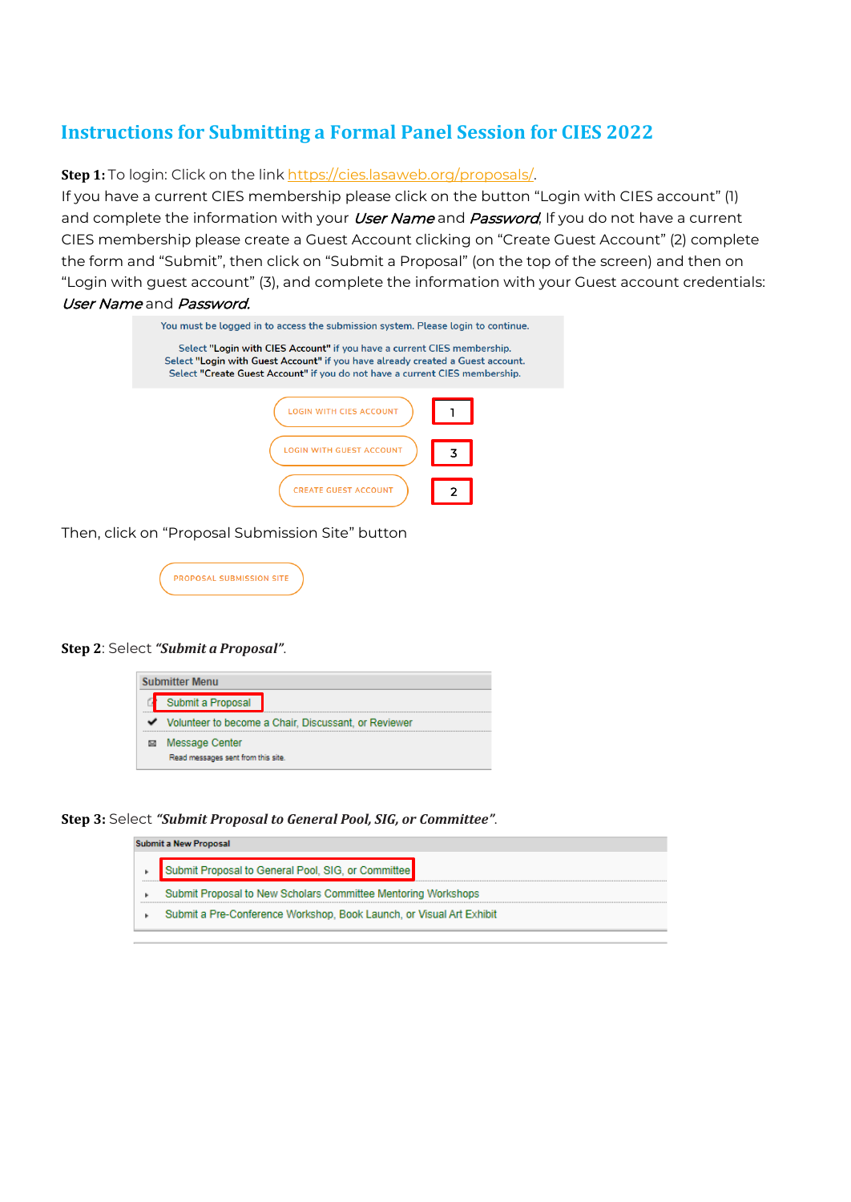# Instructions for Submitting a Formal Panel Session for CIES 2022

**Step 1:** To login: Click on the link https://cies.lasaweb.org/proposals/.

If you have a current CIES membership please click on the button "Login with CIES account" (1) and complete the information with your *User Name* and *Password*. If you do not have a current CIES membership please create a Guest Account clicking on "Create Guest Account" (2) complete the form and "Submit", then click on "Submit a Proposal" (on the top of the screen) and then on "Login with guest account" (3), and complete the information with your Guest account credentials: *User Name* and *Password.*

You must be logged in to access the submission system. Please login to continue.

Select "Login with CIES Account" if you have a current CIES membership.
Select "Login with Guest Account" if you have already created a Guest account.
Select "Create Guest Account" if you do not have a current CIES membership.

LOGIN WITH CIES ACCOUNT — 1

LOGIN WITH GUEST ACCOUNT — 3

CREATE GUEST ACCOUNT — 2

Then, click on "Proposal Submission Site" button

PROPOSAL SUBMISSION SITE

**Step 2**: Select ***"Submit a Proposal"***.

**Submitter Menu**

- Submit a Proposal
- Volunteer to become a Chair, Discussant, or Reviewer
- Message Center
  Read messages sent from this site.

**Step 3:** Select ***"Submit Proposal to General Pool, SIG, or Committee"***.

**Submit a New Proposal**

- Submit Proposal to General Pool, SIG, or Committee
- Submit Proposal to New Scholars Committee Mentoring Workshops
- Submit a Pre-Conference Workshop, Book Launch, or Visual Art Exhibit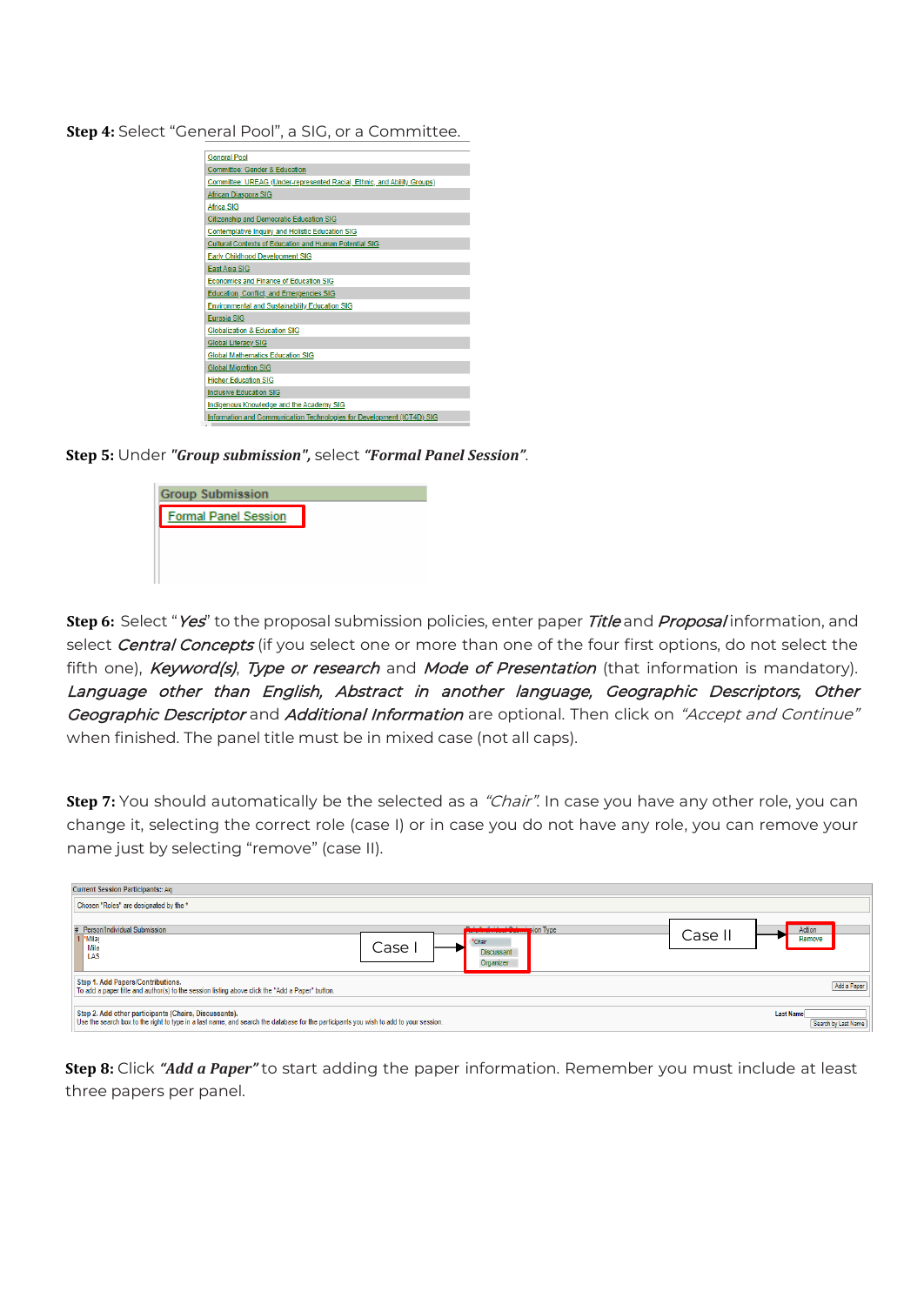**Step 4:** Select "General Pool", a SIG, or a Committee.

- General Pool
- Committee: Gender & Education
- Committee: UREAG (Under-represented Racial, Ethnic, and Ability Groups)
- African Diaspora SIG
- Africa SIG
- Citizenship and Democratic Education SIG
- Contemplative Inquiry and Holistic Education SIG
- Cultural Contexts of Education and Human Potential SIG
- Early Childhood Development SIG
- East Asia SIG
- Economics and Finance of Education SIG
- Education, Conflict, and Emergencies SIG
- Environmental and Sustainability Education SIG
- Eurasia SIG
- Globalization & Education SIG
- Global Literacy SIG
- Global Mathematics Education SIG
- Global Migration SIG
- Higher Education SIG
- Inclusive Education SIG
- Indigenous Knowledge and the Academy SIG
- Information and Communication Technologies for Development (ICT4D) SIG

**Step 5:** Under ***"Group submission",*** select ***"Formal Panel Session"***.

Group Submission
Formal Panel Session

**Step 6:** Select "*Yes*" to the proposal submission policies, enter paper *Title* and *Proposal* information, and select *Central Concepts* (if you select one or more than one of the four first options, do not select the fifth one), *Keyword(s)*, *Type or research* and *Mode of Presentation* (that information is mandatory). *Language other than English, Abstract in another language, Geographic Descriptors, Other Geographic Descriptor* and *Additional Information* are optional. Then click on *"Accept and Continue"* when finished. The panel title must be in mixed case (not all caps).

**Step 7:** You should automatically be the selected as a *"Chair"*. In case you have any other role, you can change it, selecting the correct role (case I) or in case you do not have any role, you can remove your name just by selecting "remove" (case II).

Current Session Participants:
Chosen "Roles" are designated by the *

| # | Person/Individual Submission | Role/Individual Submission Type | Action |
|---|---|---|---|
| 1 | *Mila Mila LAS | *Chair / Discussant / Organizer | Remove |

Case I → Role selection
Case II → Remove

Step 1. Add Papers/Contributions.
To add a paper title and author(s) to the session listing above click the "Add a Paper" button. [Add a Paper]

Step 2. Add other participants (Chairs, Discussants).
Use the search box to the right to type in a last name, and search the database for the participants you wish to add to your session. Last Name [Search by Last Name]

**Step 8:** Click ***"Add a Paper"*** to start adding the paper information. Remember you must include at least three papers per panel.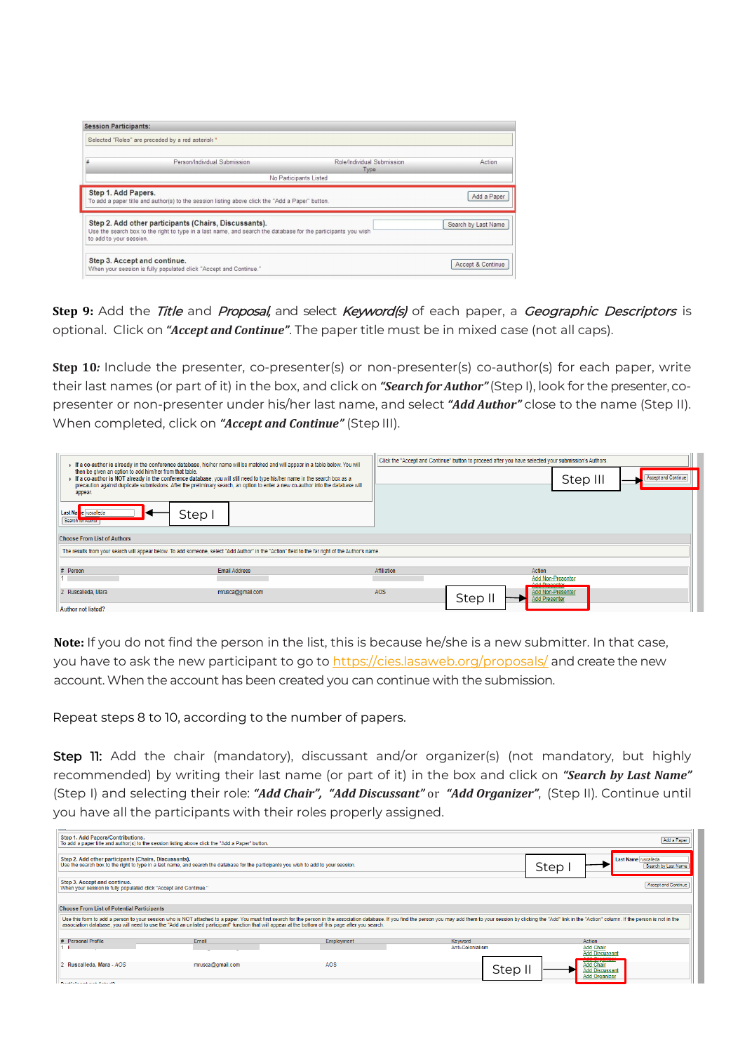**Step 9:** Add the *Title* and *Proposal*, and select *Keyword(s)* of each paper, a *Geographic Descriptors* is optional. Click on ***"Accept and Continue"***. The paper title must be in mixed case (not all caps).

**Step 10***:* Include the presenter, co-presenter(s) or non-presenter(s) co-author(s) for each paper, write their last names (or part of it) in the box, and click on ***"Search for Author"*** (Step I), look for the presenter, co-presenter or non-presenter under his/her last name, and select ***"Add Author"*** close to the name (Step II). When completed, click on ***"Accept and Continue"*** (Step III).

**Note:** If you do not find the person in the list, this is because he/she is a new submitter. In that case, you have to ask the new participant to go to https://cies.lasaweb.org/proposals/ and create the new account. When the account has been created you can continue with the submission.

Repeat steps 8 to 10, according to the number of papers.

**Step 11:** Add the chair (mandatory), discussant and/or organizer(s) (not mandatory, but highly recommended) by writing their last name (or part of it) in the box and click on ***"Search by Last Name"*** (Step I) and selecting their role: ***"Add Chair"***, ***"Add Discussant"*** or ***"Add Organizer"***, (Step II). Continue until you have all the participants with their roles properly assigned.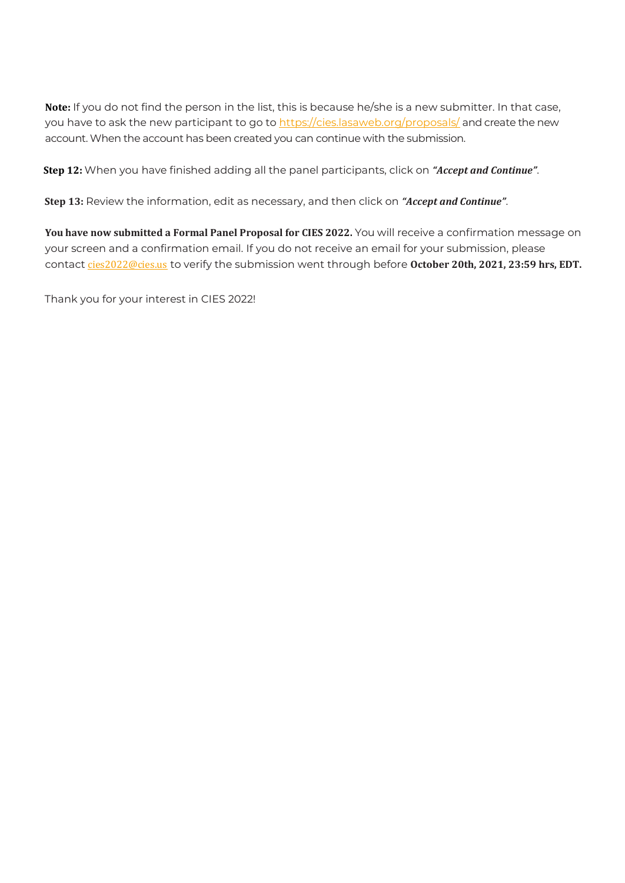**Note:** If you do not find the person in the list, this is because he/she is a new submitter. In that case, you have to ask the new participant to go to https://cies.lasaweb.org/proposals/ and create the new account. When the account has been created you can continue with the submission.

**Step 12:** When you have finished adding all the panel participants, click on ***"Accept and Continue"***.

**Step 13:** Review the information, edit as necessary, and then click on ***"Accept and Continue"***.

**You have now submitted a Formal Panel Proposal for CIES 2022.** You will receive a confirmation message on your screen and a confirmation email. If you do not receive an email for your submission, please contact cies2022@cies.us to verify the submission went through before **October 20th, 2021, 23:59 hrs, EDT.**

Thank you for your interest in CIES 2022!